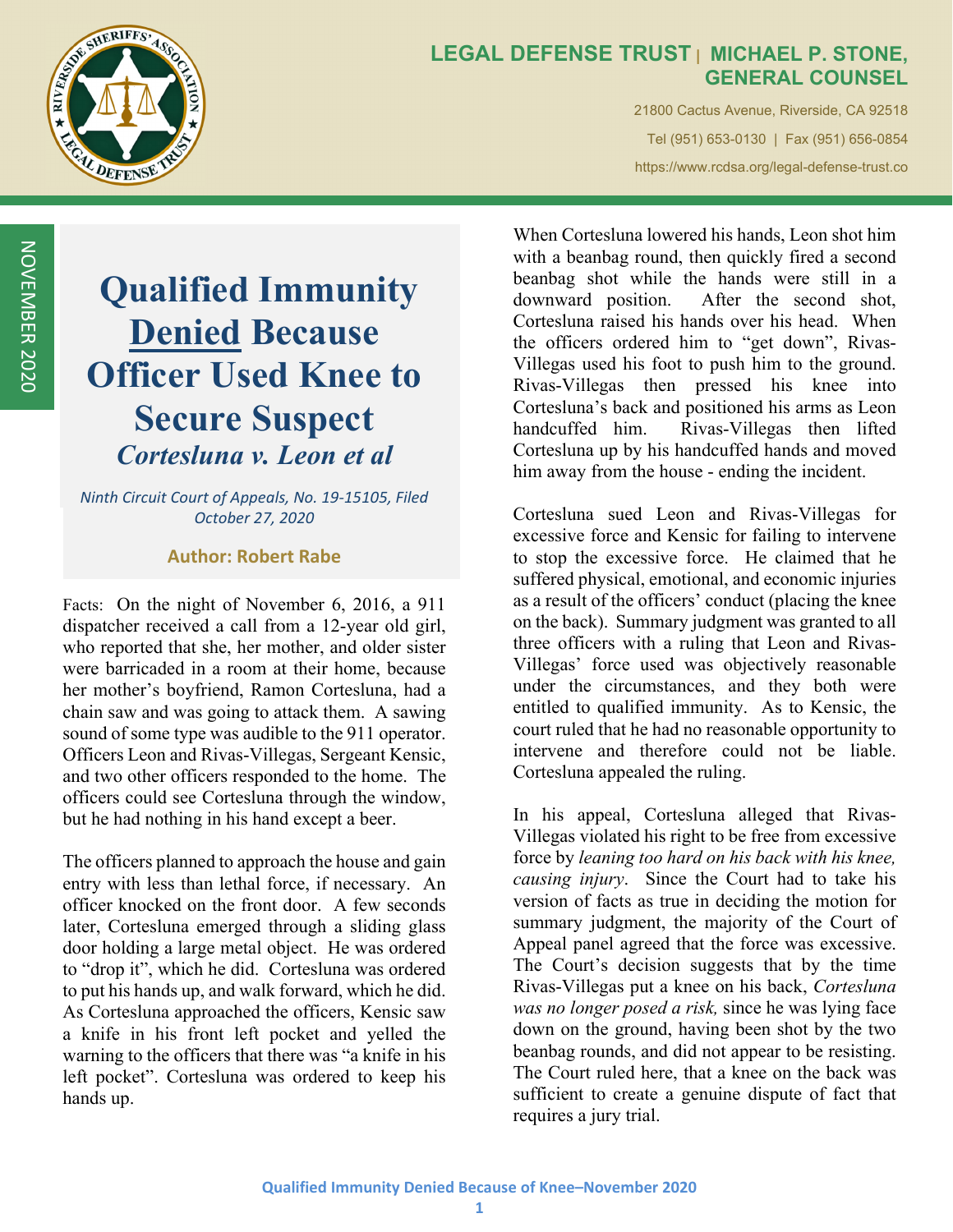**LEGAL DEFENSE TRUST | MICHAEL P. STONE, GENERAL COUNSEL**

21800 Cactus Avenue, Riverside, CA 92518

Tel (951) 653-0130 | Fax (951) 656-0854

https://www.rcdsa.org/legal-defense-trust.co

NOVEMBER 2020

# Qualified Immunity <u>Denied</u> Because Officer Used Knee to Secure Suspect

## *Corteslunа v. Leon et al*

*Ninth Circuit Court of Appeals, No. 19-15105, Filed October 27, 2020*

**Author: Robert Rabe**

Facts: On the night of November 6, 2016, a 911 dispatcher received a call from a 12-year old girl, who reported that she, her mother, and older sister were barricaded in a room at their home, because her mother's boyfriend, Ramon Cortesluna, had a chain saw and was going to attack them. A sawing sound of some type was audible to the 911 operator. Officers Leon and Rivas-Villegas, Sergeant Kensic, and two other officers responded to the home. The officers could see Cortesluna through the window, but he had nothing in his hand except a beer.

The officers planned to approach the house and gain entry with less than lethal force, if necessary. An officer knocked on the front door. A few seconds later, Cortesluna emerged through a sliding glass door holding a large metal object. He was ordered to "drop it", which he did. Cortesluna was ordered to put his hands up, and walk forward, which he did. As Cortesluna approached the officers, Kensic saw a knife in his front left pocket and yelled the warning to the officers that there was "a knife in his left pocket". Cortesluna was ordered to keep his hands up.

When Cortesluna lowered his hands, Leon shot him with a beanbag round, then quickly fired a second beanbag shot while the hands were still in a downward position. After the second shot, Cortesluna raised his hands over his head. When the officers ordered him to "get down", Rivas-Villegas used his foot to push him to the ground. Rivas-Villegas then pressed his knee into Cortesluna's back and positioned his arms as Leon handcuffed him. Rivas-Villegas then lifted Cortesluna up by his handcuffed hands and moved him away from the house - ending the incident.

Cortesluna sued Leon and Rivas-Villegas for excessive force and Kensic for failing to intervene to stop the excessive force. He claimed that he suffered physical, emotional, and economic injuries as a result of the officers' conduct (placing the knee on the back). Summary judgment was granted to all three officers with a ruling that Leon and Rivas-Villegas' force used was objectively reasonable under the circumstances, and they both were entitled to qualified immunity. As to Kensic, the court ruled that he had no reasonable opportunity to intervene and therefore could not be liable. Cortesluna appealed the ruling.

In his appeal, Cortesluna alleged that Rivas-Villegas violated his right to be free from excessive force by *leaning too hard on his back with his knee, causing injury*. Since the Court had to take his version of facts as true in deciding the motion for summary judgment, the majority of the Court of Appeal panel agreed that the force was excessive. The Court's decision suggests that by the time Rivas-Villegas put a knee on his back, *Cortesluna was no longer posed a risk,* since he was lying face down on the ground, having been shot by the two beanbag rounds, and did not appear to be resisting. The Court ruled here, that a knee on the back was sufficient to create a genuine dispute of fact that requires a jury trial.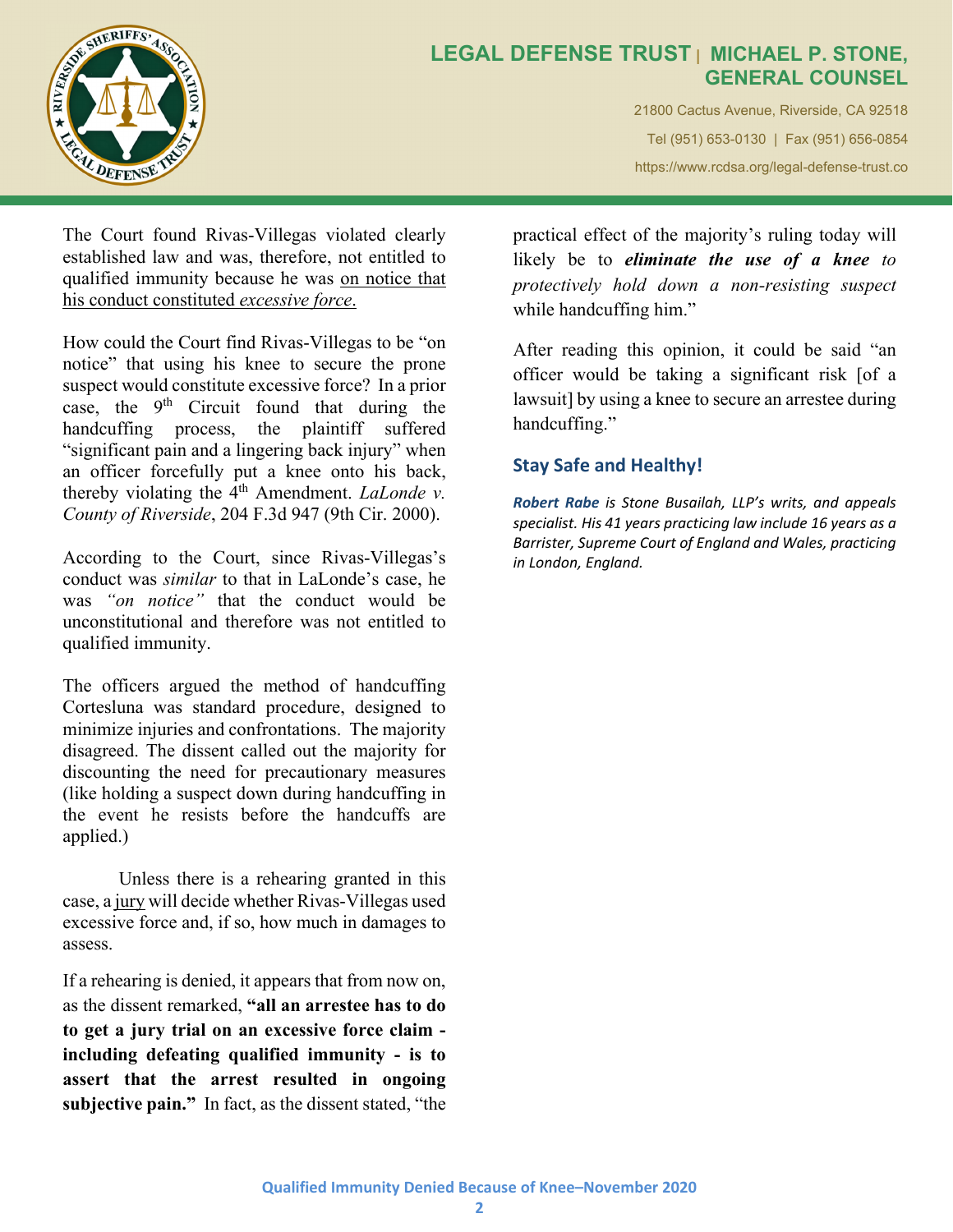The Court found Rivas-Villegas violated clearly established law and was, therefore, not entitled to qualified immunity because he was on notice that his conduct constituted *excessive force*.

How could the Court find Rivas-Villegas to be "on notice" that using his knee to secure the prone suspect would constitute excessive force? In a prior case, the 9th Circuit found that during the handcuffing process, the plaintiff suffered "significant pain and a lingering back injury" when an officer forcefully put a knee onto his back, thereby violating the 4th Amendment. *LaLonde v. County of Riverside*, 204 F.3d 947 (9th Cir. 2000).

According to the Court, since Rivas-Villegas's conduct was *similar* to that in LaLonde's case, he was *"on notice"* that the conduct would be unconstitutional and therefore was not entitled to qualified immunity.

The officers argued the method of handcuffing Cortesluna was standard procedure, designed to minimize injuries and confrontations. The majority disagreed. The dissent called out the majority for discounting the need for precautionary measures (like holding a suspect down during handcuffing in the event he resists before the handcuffs are applied.)

Unless there is a rehearing granted in this case, a jury will decide whether Rivas-Villegas used excessive force and, if so, how much in damages to assess.

If a rehearing is denied, it appears that from now on, as the dissent remarked, **"all an arrestee has to do to get a jury trial on an excessive force claim - including defeating qualified immunity - is to assert that the arrest resulted in ongoing subjective pain."** In fact, as the dissent stated, "the practical effect of the majority's ruling today will likely be to ***eliminate the use of a knee*** *to protectively hold down a non-resisting suspect* while handcuffing him."

After reading this opinion, it could be said "an officer would be taking a significant risk [of a lawsuit] by using a knee to secure an arrestee during handcuffing."

## Stay Safe and Healthy!

***Robert Rabe*** *is Stone Busailah, LLP's writs, and appeals specialist. His 41 years practicing law include 16 years as a Barrister, Supreme Court of England and Wales, practicing in London, England.*